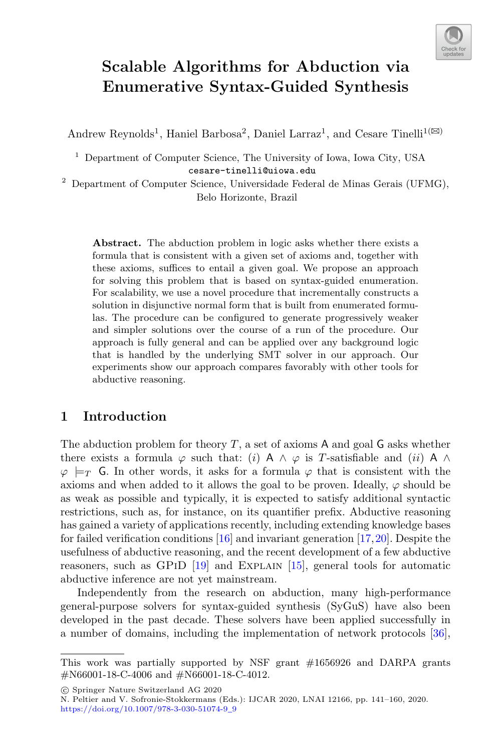# Scalable Algorithms for Abduction via Enumerative Syntax-Guided Synthesis

Andrew Reynolds[1], Haniel Barbosa[2], Daniel Larraz[1], and Cesare Tinelli[1](✉)

[1] Department of Computer Science, The University of Iowa, Iowa City, USA
cesare-tinelli@uiowa.edu

[2] Department of Computer Science, Universidade Federal de Minas Gerais (UFMG), Belo Horizonte, Brazil

**Abstract.** The abduction problem in logic asks whether there exists a formula that is consistent with a given set of axioms and, together with these axioms, suffices to entail a given goal. We propose an approach for solving this problem that is based on syntax-guided enumeration. For scalability, we use a novel procedure that incrementally constructs a solution in disjunctive normal form that is built from enumerated formulas. The procedure can be configured to generate progressively weaker and simpler solutions over the course of a run of the procedure. Our approach is fully general and can be applied over any background logic that is handled by the underlying SMT solver in our approach. Our experiments show our approach compares favorably with other tools for abductive reasoning.

## 1 Introduction

The abduction problem for theory $T$, a set of axioms $\mathsf{A}$ and goal $\mathsf{G}$ asks whether there exists a formula $\varphi$ such that: *(i)* $\mathsf{A} \wedge \varphi$ is $T$-satisfiable and *(ii)* $\mathsf{A} \wedge \varphi \models_T \mathsf{G}$. In other words, it asks for a formula $\varphi$ that is consistent with the axioms and when added to it allows the goal to be proven. Ideally, $\varphi$ should be as weak as possible and typically, it is expected to satisfy additional syntactic restrictions, such as, for instance, on its quantifier prefix. Abductive reasoning has gained a variety of applications recently, including extending knowledge bases for failed verification conditions [16] and invariant generation [17,20]. Despite the usefulness of abductive reasoning, and the recent development of a few abductive reasoners, such as GPiD [19] and Explain [15], general tools for automatic abductive inference are not yet mainstream.

Independently from the research on abduction, many high-performance general-purpose solvers for syntax-guided synthesis (SyGuS) have also been developed in the past decade. These solvers have been applied successfully in a number of domains, including the implementation of network protocols [36],

This work was partially supported by NSF grant #1656926 and DARPA grants #N66001-18-C-4006 and #N66001-18-C-4012.

© Springer Nature Switzerland AG 2020
N. Peltier and V. Sofronie-Stokkermans (Eds.): IJCAR 2020, LNAI 12166, pp. 141–160, 2020.
https://doi.org/10.1007/978-3-030-51074-9_9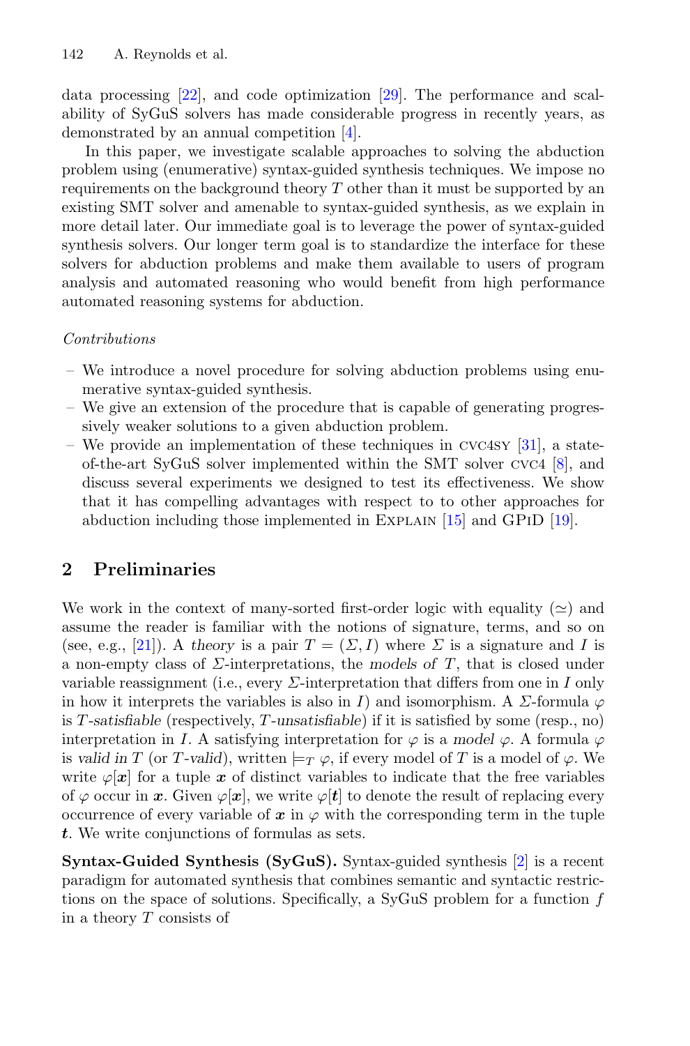data processing [22], and code optimization [29]. The performance and scalability of SyGuS solvers has made considerable progress in recently years, as demonstrated by an annual competition [4].

In this paper, we investigate scalable approaches to solving the abduction problem using (enumerative) syntax-guided synthesis techniques. We impose no requirements on the background theory $T$ other than it must be supported by an existing SMT solver and amenable to syntax-guided synthesis, as we explain in more detail later. Our immediate goal is to leverage the power of syntax-guided synthesis solvers. Our longer term goal is to standardize the interface for these solvers for abduction problems and make them available to users of program analysis and automated reasoning who would benefit from high performance automated reasoning systems for abduction.

*Contributions*

- We introduce a novel procedure for solving abduction problems using enumerative syntax-guided synthesis.
- We give an extension of the procedure that is capable of generating progressively weaker solutions to a given abduction problem.
- We provide an implementation of these techniques in CVC4SY [31], a state-of-the-art SyGuS solver implemented within the SMT solver CVC4 [8], and discuss several experiments we designed to test its effectiveness. We show that it has compelling advantages with respect to to other approaches for abduction including those implemented in EXPLAIN [15] and GPID [19].

## 2 Preliminaries

We work in the context of many-sorted first-order logic with equality ($\simeq$) and assume the reader is familiar with the notions of signature, terms, and so on (see, e.g., [21]). A *theory* is a pair $T = (\Sigma, I)$ where $\Sigma$ is a signature and $I$ is a non-empty class of $\Sigma$-interpretations, the *models of* $T$, that is closed under variable reassignment (i.e., every $\Sigma$-interpretation that differs from one in $I$ only in how it interprets the variables is also in $I$) and isomorphism. A $\Sigma$-formula $\varphi$ is *$T$-satisfiable* (respectively, *$T$-unsatisfiable*) if it is satisfied by some (resp., no) interpretation in $I$. A satisfying interpretation for $\varphi$ is a *model* $\varphi$. A formula $\varphi$ is *valid in* $T$ (or *$T$-valid*), written $\models_T \varphi$, if every model of $T$ is a model of $\varphi$. We write $\varphi[\boldsymbol{x}]$ for a tuple $\boldsymbol{x}$ of distinct variables to indicate that the free variables of $\varphi$ occur in $\boldsymbol{x}$. Given $\varphi[\boldsymbol{x}]$, we write $\varphi[\boldsymbol{t}]$ to denote the result of replacing every occurrence of every variable of $\boldsymbol{x}$ in $\varphi$ with the corresponding term in the tuple $\boldsymbol{t}$. We write conjunctions of formulas as sets.

**Syntax-Guided Synthesis (SyGuS).** Syntax-guided synthesis [2] is a recent paradigm for automated synthesis that combines semantic and syntactic restrictions on the space of solutions. Specifically, a SyGuS problem for a function $f$ in a theory $T$ consists of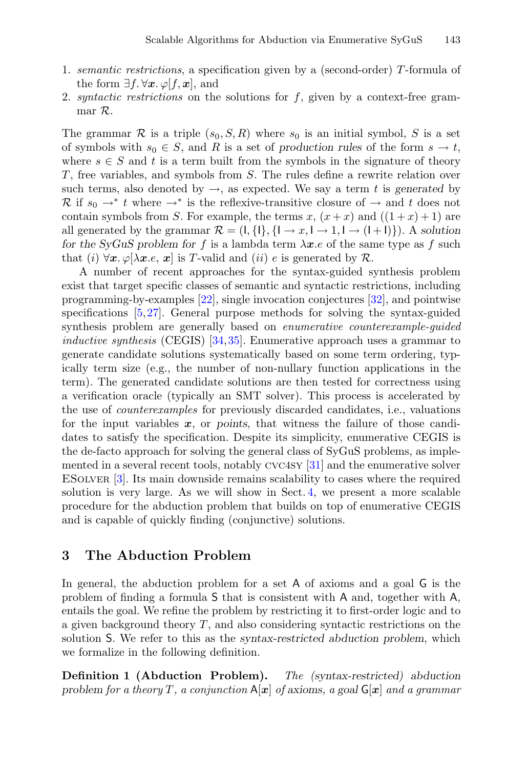1. *semantic restrictions*, a specification given by a (second-order) $T$-formula of the form $\exists f. \forall \boldsymbol{x}. \varphi[f, \boldsymbol{x}]$, and
2. *syntactic restrictions* on the solutions for $f$, given by a context-free grammar $\mathcal{R}$.

The grammar $\mathcal{R}$ is a triple $(s_0, S, R)$ where $s_0$ is an initial symbol, $S$ is a set of symbols with $s_0 \in S$, and $R$ is a set of *production rules* of the form $s \to t$, where $s \in S$ and $t$ is a term built from the symbols in the signature of theory $T$, free variables, and symbols from $S$. The rules define a rewrite relation over such terms, also denoted by $\to$, as expected. We say a term $t$ is *generated* by $\mathcal{R}$ if $s_0 \to^* t$ where $\to^*$ is the reflexive-transitive closure of $\to$ and $t$ does not contain symbols from $S$. For example, the terms $x$, $(x + x)$ and $((1 + x) + 1)$ are all generated by the grammar $\mathcal{R} = (\mathsf{I}, \{\mathsf{I}\}, \{\mathsf{I} \to x, \mathsf{I} \to 1, \mathsf{I} \to (\mathsf{I} + \mathsf{I})\})$. A *solution for the SyGuS problem for* $f$ is a lambda term $\lambda \boldsymbol{x}.e$ of the same type as $f$ such that $(i)$ $\forall \boldsymbol{x}. \varphi[\lambda \boldsymbol{x}.e, \boldsymbol{x}]$ is $T$-valid and $(ii)$ $e$ is generated by $\mathcal{R}$.

A number of recent approaches for the syntax-guided synthesis problem exist that target specific classes of semantic and syntactic restrictions, including programming-by-examples [22], single invocation conjectures [32], and pointwise specifications [5,27]. General purpose methods for solving the syntax-guided synthesis problem are generally based on *enumerative counterexample-guided inductive synthesis* (CEGIS) [34,35]. Enumerative approach uses a grammar to generate candidate solutions systematically based on some term ordering, typically term size (e.g., the number of non-nullary function applications in the term). The generated candidate solutions are then tested for correctness using a verification oracle (typically an SMT solver). This process is accelerated by the use of *counterexamples* for previously discarded candidates, i.e., valuations for the input variables $\boldsymbol{x}$, or *points*, that witness the failure of those candidates to satisfy the specification. Despite its simplicity, enumerative CEGIS is the de-facto approach for solving the general class of SyGuS problems, as implemented in a several recent tools, notably CVC4SY [31] and the enumerative solver ESOLVER [3]. Its main downside remains scalability to cases where the required solution is very large. As we will show in Sect. 4, we present a more scalable procedure for the abduction problem that builds on top of enumerative CEGIS and is capable of quickly finding (conjunctive) solutions.

## 3 The Abduction Problem

In general, the abduction problem for a set $\mathsf{A}$ of axioms and a goal $\mathsf{G}$ is the problem of finding a formula $\mathsf{S}$ that is consistent with $\mathsf{A}$ and, together with $\mathsf{A}$, entails the goal. We refine the problem by restricting it to first-order logic and to a given background theory $T$, and also considering syntactic restrictions on the solution $\mathsf{S}$. We refer to this as the *syntax-restricted abduction problem*, which we formalize in the following definition.

**Definition 1 (Abduction Problem).** *The (syntax-restricted) abduction problem for a theory $T$, a conjunction $\mathsf{A}[\boldsymbol{x}]$ of axioms, a goal $\mathsf{G}[\boldsymbol{x}]$ and a grammar*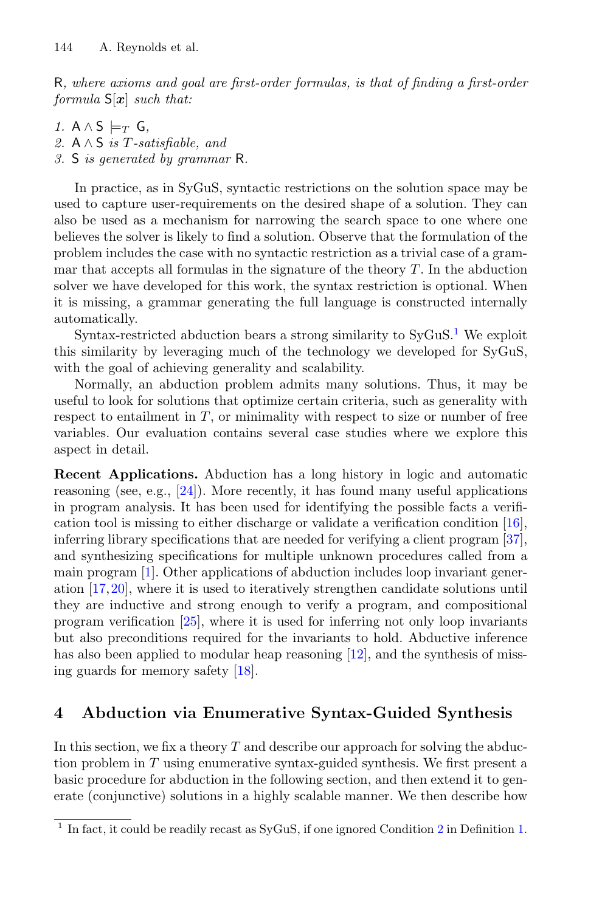R, *where axioms and goal are first-order formulas, is that of finding a first-order formula* $\mathsf{S}[\boldsymbol{x}]$ *such that:*

1. $\mathsf{A} \wedge \mathsf{S} \models_T \mathsf{G}$,
2. $\mathsf{A} \wedge \mathsf{S}$ *is* $T$*-satisfiable, and*
3. $\mathsf{S}$ *is generated by grammar* $\mathsf{R}$.

In practice, as in SyGuS, syntactic restrictions on the solution space may be used to capture user-requirements on the desired shape of a solution. They can also be used as a mechanism for narrowing the search space to one where one believes the solver is likely to find a solution. Observe that the formulation of the problem includes the case with no syntactic restriction as a trivial case of a grammar that accepts all formulas in the signature of the theory $T$. In the abduction solver we have developed for this work, the syntax restriction is optional. When it is missing, a grammar generating the full language is constructed internally automatically.

Syntax-restricted abduction bears a strong similarity to SyGuS.[1] We exploit this similarity by leveraging much of the technology we developed for SyGuS, with the goal of achieving generality and scalability.

Normally, an abduction problem admits many solutions. Thus, it may be useful to look for solutions that optimize certain criteria, such as generality with respect to entailment in $T$, or minimality with respect to size or number of free variables. Our evaluation contains several case studies where we explore this aspect in detail.

**Recent Applications.** Abduction has a long history in logic and automatic reasoning (see, e.g., [24]). More recently, it has found many useful applications in program analysis. It has been used for identifying the possible facts a verification tool is missing to either discharge or validate a verification condition [16], inferring library specifications that are needed for verifying a client program [37], and synthesizing specifications for multiple unknown procedures called from a main program [1]. Other applications of abduction includes loop invariant generation [17,20], where it is used to iteratively strengthen candidate solutions until they are inductive and strong enough to verify a program, and compositional program verification [25], where it is used for inferring not only loop invariants but also preconditions required for the invariants to hold. Abductive inference has also been applied to modular heap reasoning [12], and the synthesis of missing guards for memory safety [18].

## 4 Abduction via Enumerative Syntax-Guided Synthesis

In this section, we fix a theory $T$ and describe our approach for solving the abduction problem in $T$ using enumerative syntax-guided synthesis. We first present a basic procedure for abduction in the following section, and then extend it to generate (conjunctive) solutions in a highly scalable manner. We then describe how

[1] In fact, it could be readily recast as SyGuS, if one ignored Condition 2 in Definition 1.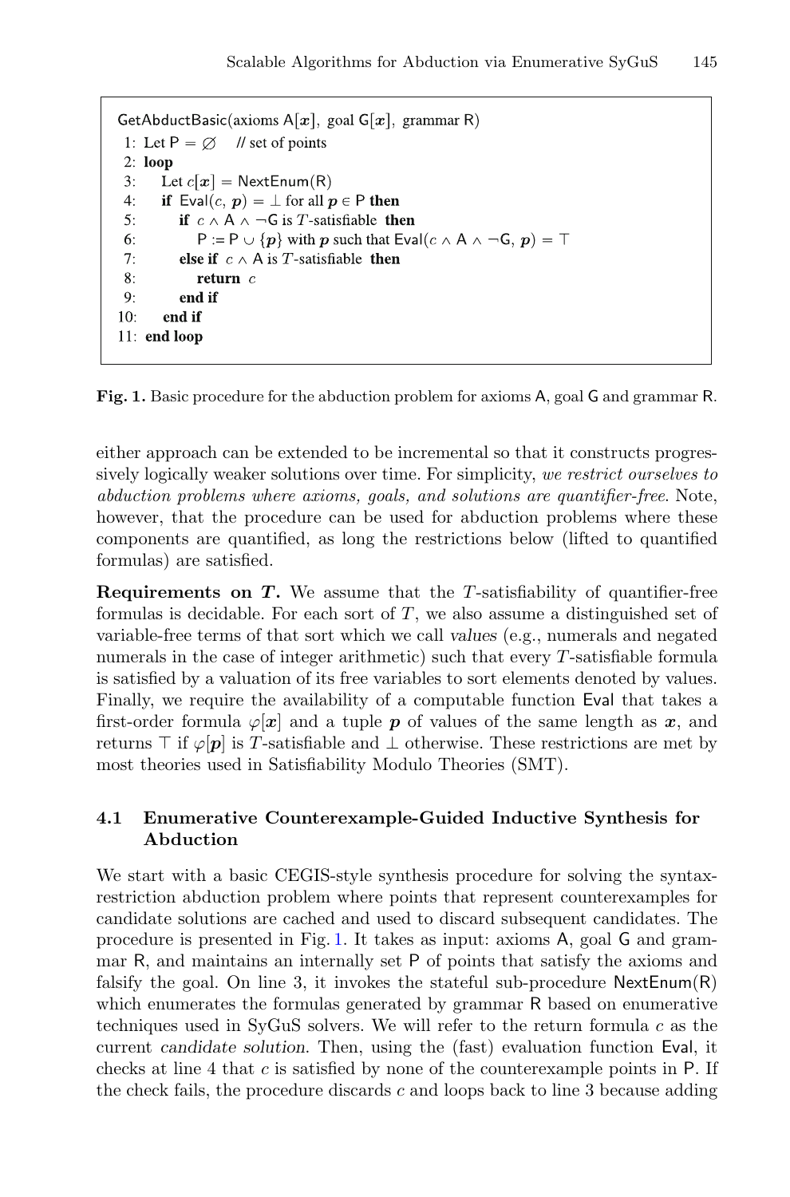```
GetAbductBasic(axioms A[x], goal G[x], grammar R)
 1: Let P = ∅    // set of points
 2: loop
 3:     Let c[x] = NextEnum(R)
 4:     if Eval(c, p) = ⊥ for all p ∈ P then
 5:         if c ∧ A ∧ ¬G is T-satisfiable then
 6:             P := P ∪ {p} with p such that Eval(c ∧ A ∧ ¬G, p) = ⊤
 7:         else if c ∧ A is T-satisfiable then
 8:             return c
 9:         end if
10:     end if
11: end loop
```

**Fig. 1.** Basic procedure for the abduction problem for axioms A, goal G and grammar R.

either approach can be extended to be incremental so that it constructs progressively logically weaker solutions over time. For simplicity, *we restrict ourselves to abduction problems where axioms, goals, and solutions are quantifier-free*. Note, however, that the procedure can be used for abduction problems where these components are quantified, as long as the restrictions below (lifted to quantified formulas) are satisfied.

**Requirements on $T$.** We assume that the $T$-satisfiability of quantifier-free formulas is decidable. For each sort of $T$, we also assume a distinguished set of variable-free terms of that sort which we call *values* (e.g., numerals and negated numerals in the case of integer arithmetic) such that every $T$-satisfiable formula is satisfied by a valuation of its free variables to sort elements denoted by values. Finally, we require the availability of a computable function Eval that takes a first-order formula $\varphi[\boldsymbol{x}]$ and a tuple $\boldsymbol{p}$ of values of the same length as $\boldsymbol{x}$, and returns $\top$ if $\varphi[\boldsymbol{p}]$ is $T$-satisfiable and $\bot$ otherwise. These restrictions are met by most theories used in Satisfiability Modulo Theories (SMT).

### 4.1 Enumerative Counterexample-Guided Inductive Synthesis for Abduction

We start with a basic CEGIS-style synthesis procedure for solving the syntax-restriction abduction problem where points that represent counterexamples for candidate solutions are cached and used to discard subsequent candidates. The procedure is presented in Fig. 1. It takes as input: axioms A, goal G and grammar R, and maintains an internally set P of points that satisfy the axioms and falsify the goal. On line 3, it invokes the stateful sub-procedure NextEnum(R) which enumerates the formulas generated by grammar R based on enumerative techniques used in SyGuS solvers. We will refer to the return formula $c$ as the current *candidate solution*. Then, using the (fast) evaluation function Eval, it checks at line 4 that $c$ is satisfied by none of the counterexample points in P. If the check fails, the procedure discards $c$ and loops back to line 3 because adding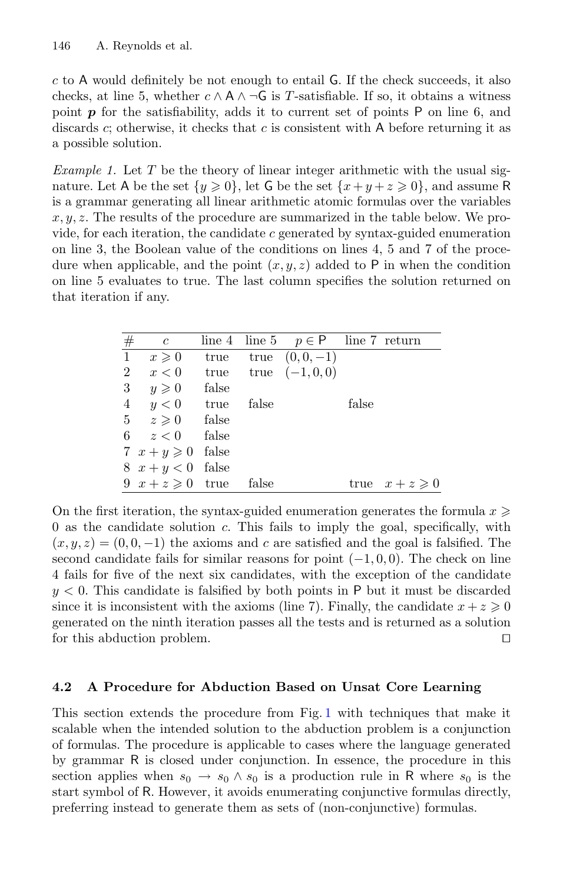$c$ to A would definitely be not enough to entail G. If the check succeeds, it also checks, at line 5, whether $c \wedge \mathsf{A} \wedge \neg\mathsf{G}$ is $T$-satisfiable. If so, it obtains a witness point $\boldsymbol{p}$ for the satisfiability, adds it to current set of points P on line 6, and discards $c$; otherwise, it checks that $c$ is consistent with A before returning it as a possible solution.

*Example 1.* Let $T$ be the theory of linear integer arithmetic with the usual signature. Let A be the set $\{y \geqslant 0\}$, let G be the set $\{x + y + z \geqslant 0\}$, and assume R is a grammar generating all linear arithmetic atomic formulas over the variables $x, y, z$. The results of the procedure are summarized in the table below. We provide, for each iteration, the candidate $c$ generated by syntax-guided enumeration on line 3, the Boolean value of the conditions on lines 4, 5 and 7 of the procedure when applicable, and the point $(x, y, z)$ added to P in when the condition on line 5 evaluates to true. The last column specifies the solution returned on that iteration if any.

| # | $c$ | line 4 | line 5 | $p \in \mathsf{P}$ | line 7 | return |
|---|---|---|---|---|---|---|
| 1 | $x \geqslant 0$ | true | true | $(0, 0, -1)$ | | |
| 2 | $x < 0$ | true | true | $(-1, 0, 0)$ | | |
| 3 | $y \geqslant 0$ | false | | | | |
| 4 | $y < 0$ | true | false | | false | |
| 5 | $z \geqslant 0$ | false | | | | |
| 6 | $z < 0$ | false | | | | |
| 7 | $x + y \geqslant 0$ | false | | | | |
| 8 | $x + y < 0$ | false | | | | |
| 9 | $x + z \geqslant 0$ | true | false | | true | $x + z \geqslant 0$ |

On the first iteration, the syntax-guided enumeration generates the formula $x \geqslant 0$ as the candidate solution $c$. This fails to imply the goal, specifically, with $(x, y, z) = (0, 0, -1)$ the axioms and $c$ are satisfied and the goal is falsified. The second candidate fails for similar reasons for point $(-1, 0, 0)$. The check on line 4 fails for five of the next six candidates, with the exception of the candidate $y < 0$. This candidate is falsified by both points in P but it must be discarded since it is inconsistent with the axioms (line 7). Finally, the candidate $x + z \geqslant 0$ generated on the ninth iteration passes all the tests and is returned as a solution for this abduction problem. □

### 4.2 A Procedure for Abduction Based on Unsat Core Learning

This section extends the procedure from Fig. 1 with techniques that make it scalable when the intended solution to the abduction problem is a conjunction of formulas. The procedure is applicable to cases where the language generated by grammar R is closed under conjunction. In essence, the procedure in this section applies when $s_0 \rightarrow s_0 \wedge s_0$ is a production rule in R where $s_0$ is the start symbol of R. However, it avoids enumerating conjunctive formulas directly, preferring instead to generate them as sets of (non-conjunctive) formulas.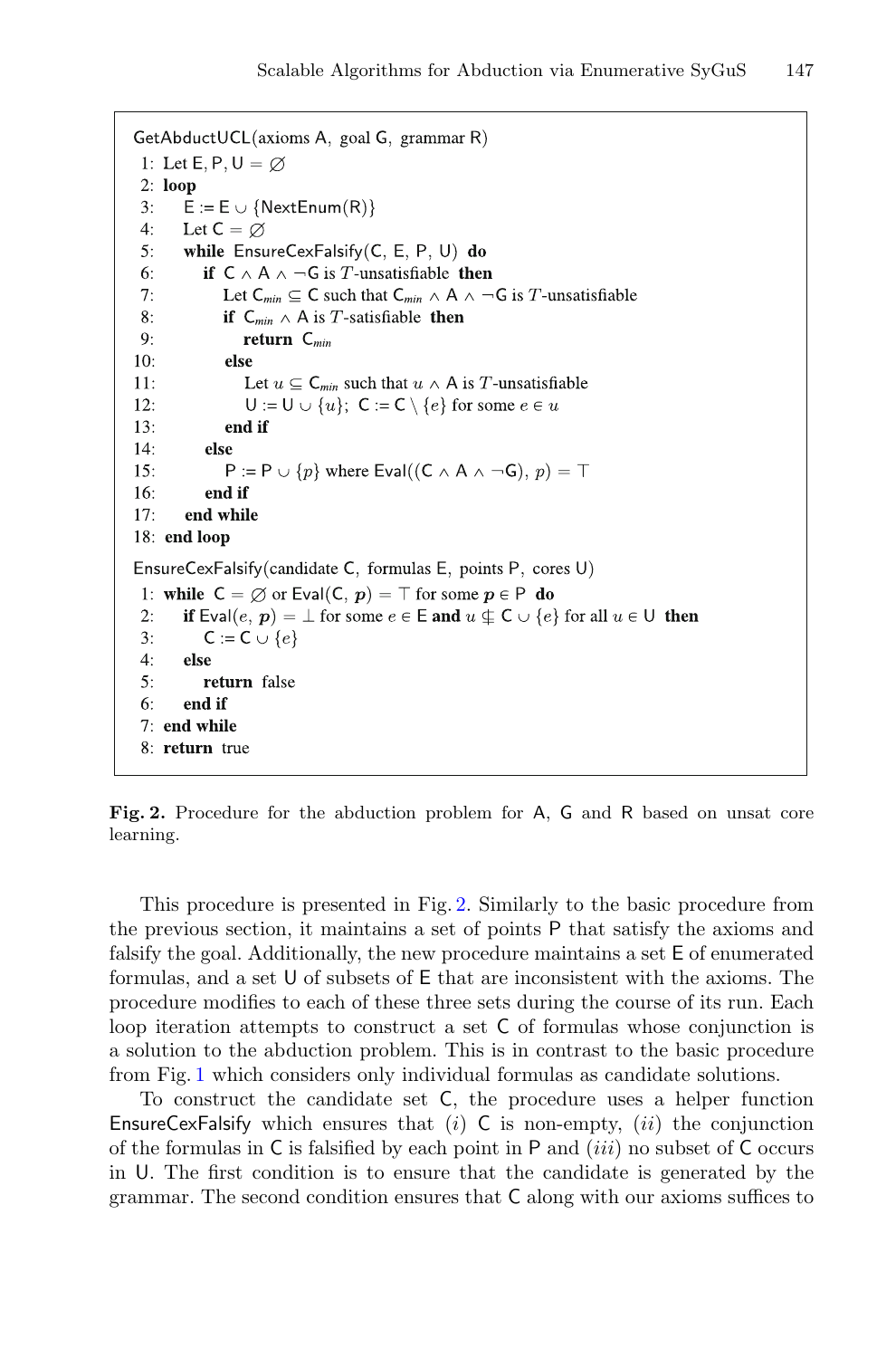```
GetAbductUCL(axioms A, goal G, grammar R)
 1: Let E, P, U = ∅
 2: loop
 3:    E := E ∪ {NextEnum(R)}
 4:    Let C = ∅
 5:    while EnsureCexFalsify(C, E, P, U) do
 6:       if C ∧ A ∧ ¬G is T-unsatisfiable then
 7:          Let C_min ⊆ C such that C_min ∧ A ∧ ¬G is T-unsatisfiable
 8:          if C_min ∧ A is T-satisfiable then
 9:             return C_min
10:          else
11:             Let u ⊆ C_min such that u ∧ A is T-unsatisfiable
12:             U := U ∪ {u}; C := C \ {e} for some e ∈ u
13:          end if
14:       else
15:          P := P ∪ {p} where Eval((C ∧ A ∧ ¬G), p) = ⊤
16:       end if
17:    end while
18: end loop

EnsureCexFalsify(candidate C, formulas E, points P, cores U)
 1: while C = ∅ or Eval(C, p) = ⊤ for some p ∈ P do
 2:    if Eval(e, p) = ⊥ for some e ∈ E and u ⊈ C ∪ {e} for all u ∈ U then
 3:       C := C ∪ {e}
 4:    else
 5:       return false
 6:    end if
 7: end while
 8: return true
```

**Fig. 2.** Procedure for the abduction problem for A, G and R based on unsat core learning.

This procedure is presented in Fig. 2. Similarly to the basic procedure from the previous section, it maintains a set of points P that satisfy the axioms and falsify the goal. Additionally, the new procedure maintains a set E of enumerated formulas, and a set U of subsets of E that are inconsistent with the axioms. The procedure modifies to each of these three sets during the course of its run. Each loop iteration attempts to construct a set C of formulas whose conjunction is a solution to the abduction problem. This is in contrast to the basic procedure from Fig. 1 which considers only individual formulas as candidate solutions.

To construct the candidate set C, the procedure uses a helper function EnsureCexFalsify which ensures that $(i)$ C is non-empty, $(ii)$ the conjunction of the formulas in C is falsified by each point in P and $(iii)$ no subset of C occurs in U. The first condition is to ensure that the candidate is generated by the grammar. The second condition ensures that C along with our axioms suffices to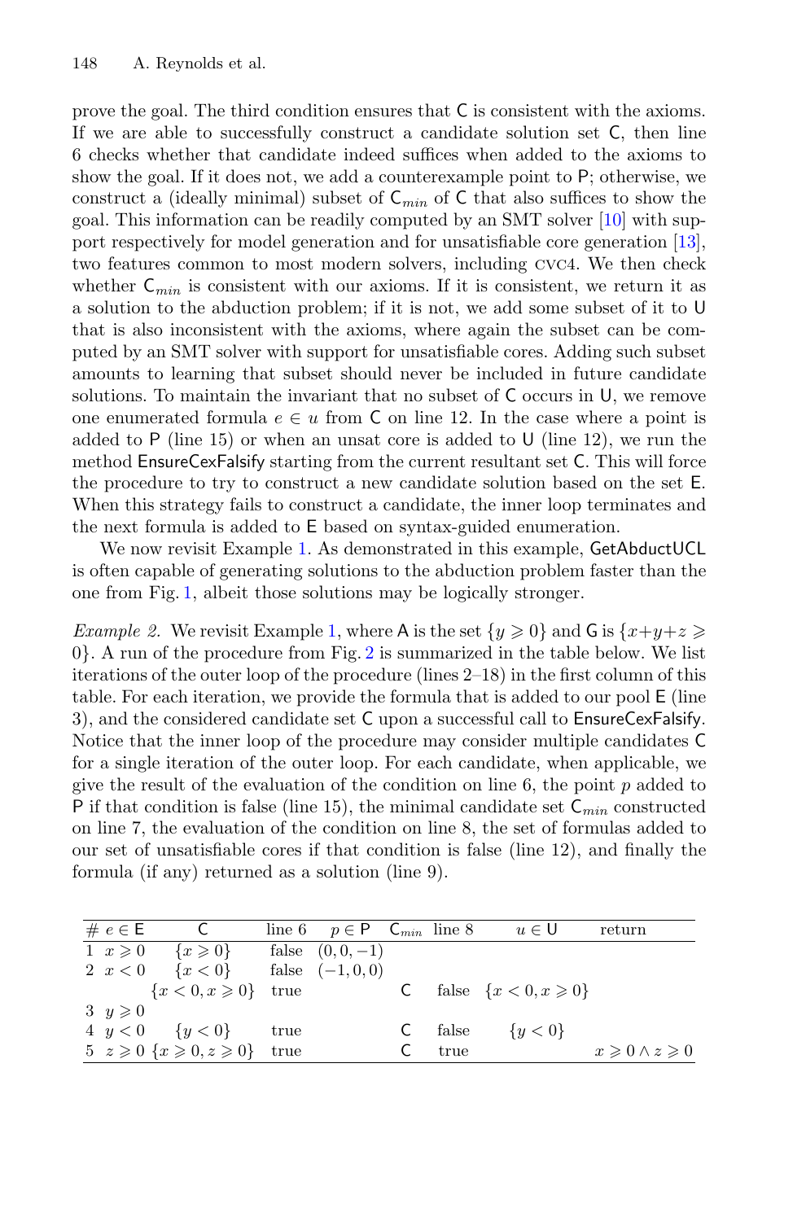prove the goal. The third condition ensures that C is consistent with the axioms. If we are able to successfully construct a candidate solution set C, then line 6 checks whether that candidate indeed suffices when added to the axioms to show the goal. If it does not, we add a counterexample point to P; otherwise, we construct a (ideally minimal) subset of $\mathsf{C}_{min}$ of C that also suffices to show the goal. This information can be readily computed by an SMT solver [10] with support respectively for model generation and for unsatisfiable core generation [13], two features common to most modern solvers, including CVC4. We then check whether $\mathsf{C}_{min}$ is consistent with our axioms. If it is consistent, we return it as a solution to the abduction problem; if it is not, we add some subset of it to U that is also inconsistent with the axioms, where again the subset can be computed by an SMT solver with support for unsatisfiable cores. Adding such subset amounts to learning that subset should never be included in future candidate solutions. To maintain the invariant that no subset of C occurs in U, we remove one enumerated formula $e \in u$ from C on line 12. In the case where a point is added to P (line 15) or when an unsat core is added to U (line 12), we run the method EnsureCexFalsify starting from the current resultant set C. This will force the procedure to try to construct a new candidate solution based on the set E. When this strategy fails to construct a candidate, the inner loop terminates and the next formula is added to E based on syntax-guided enumeration.

We now revisit Example 1. As demonstrated in this example, GetAbductUCL is often capable of generating solutions to the abduction problem faster than the one from Fig. 1, albeit those solutions may be logically stronger.

*Example 2.* We revisit Example 1, where A is the set $\{y \geqslant 0\}$ and G is $\{x+y+z \geqslant 0\}$. A run of the procedure from Fig. 2 is summarized in the table below. We list iterations of the outer loop of the procedure (lines 2–18) in the first column of this table. For each iteration, we provide the formula that is added to our pool E (line 3), and the considered candidate set C upon a successful call to EnsureCexFalsify. Notice that the inner loop of the procedure may consider multiple candidates C for a single iteration of the outer loop. For each candidate, when applicable, we give the result of the evaluation of the condition on line 6, the point $p$ added to P if that condition is false (line 15), the minimal candidate set $\mathsf{C}_{min}$ constructed on line 7, the evaluation of the condition on line 8, the set of formulas added to our set of unsatisfiable cores if that condition is false (line 12), and finally the formula (if any) returned as a solution (line 9).

| # | $e \in \mathsf{E}$ | C | line 6 | $p \in \mathsf{P}$ | $\mathsf{C}_{min}$ | line 8 | $u \in \mathsf{U}$ | return |
|---|---|---|---|---|---|---|---|---|
| 1 | $x \geqslant 0$ | $\{x \geqslant 0\}$ | false | $(0, 0, -1)$ | | | | |
| 2 | $x < 0$ | $\{x < 0\}$ | false | $(-1, 0, 0)$ | | | | |
| | | $\{x < 0, x \geqslant 0\}$ | true | | C | false | $\{x < 0, x \geqslant 0\}$ | |
| 3 | $y \geqslant 0$ | | | | | | | |
| 4 | $y < 0$ | $\{y < 0\}$ | true | | C | false | $\{y < 0\}$ | |
| 5 | $z \geqslant 0$ | $\{x \geqslant 0, z \geqslant 0\}$ | true | | C | true | | $x \geqslant 0 \wedge z \geqslant 0$ |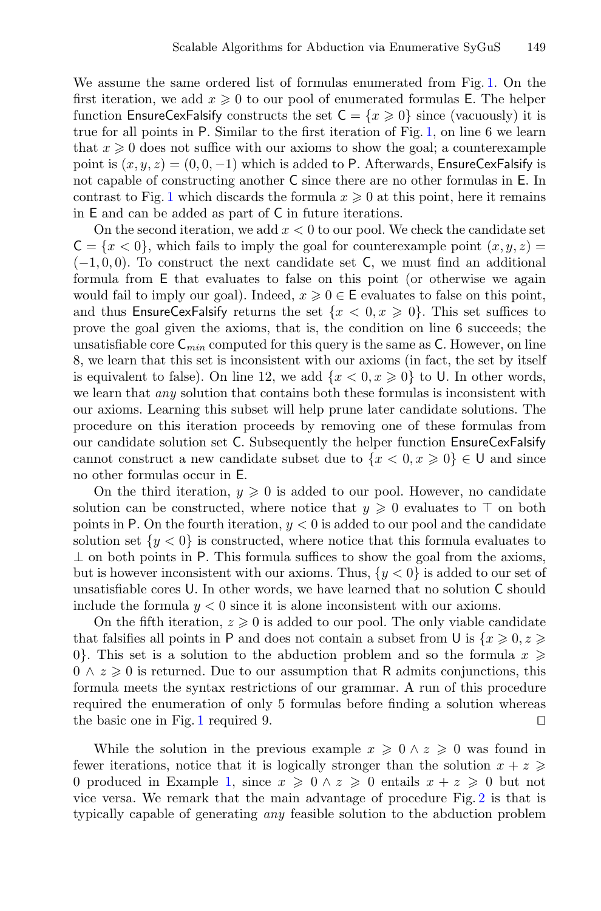We assume the same ordered list of formulas enumerated from Fig. 1. On the first iteration, we add $x \geqslant 0$ to our pool of enumerated formulas $\mathsf{E}$. The helper function EnsureCexFalsify constructs the set $\mathsf{C} = \{x \geqslant 0\}$ since (vacuously) it is true for all points in $\mathsf{P}$. Similar to the first iteration of Fig. 1, on line 6 we learn that $x \geqslant 0$ does not suffice with our axioms to show the goal; a counterexample point is $(x, y, z) = (0, 0, -1)$ which is added to $\mathsf{P}$. Afterwards, EnsureCexFalsify is not capable of constructing another $\mathsf{C}$ since there are no other formulas in $\mathsf{E}$. In contrast to Fig. 1 which discards the formula $x \geqslant 0$ at this point, here it remains in $\mathsf{E}$ and can be added as part of $\mathsf{C}$ in future iterations.

On the second iteration, we add $x < 0$ to our pool. We check the candidate set $\mathsf{C} = \{x < 0\}$, which fails to imply the goal for counterexample point $(x, y, z) = (-1, 0, 0)$. To construct the next candidate set $\mathsf{C}$, we must find an additional formula from $\mathsf{E}$ that evaluates to false on this point (or otherwise we again would fail to imply our goal). Indeed, $x \geqslant 0 \in \mathsf{E}$ evaluates to false on this point, and thus EnsureCexFalsify returns the set $\{x < 0, x \geqslant 0\}$. This set suffices to prove the goal given the axioms, that is, the condition on line 6 succeeds; the unsatisfiable core $\mathsf{C}_{min}$ computed for this query is the same as $\mathsf{C}$. However, on line 8, we learn that this set is inconsistent with our axioms (in fact, the set by itself is equivalent to false). On line 12, we add $\{x < 0, x \geqslant 0\}$ to $\mathsf{U}$. In other words, we learn that *any* solution that contains both these formulas is inconsistent with our axioms. Learning this subset will help prune later candidate solutions. The procedure on this iteration proceeds by removing one of these formulas from our candidate solution set $\mathsf{C}$. Subsequently the helper function EnsureCexFalsify cannot construct a new candidate subset due to $\{x < 0, x \geqslant 0\} \in \mathsf{U}$ and since no other formulas occur in $\mathsf{E}$.

On the third iteration, $y \geqslant 0$ is added to our pool. However, no candidate solution can be constructed, where notice that $y \geqslant 0$ evaluates to $\top$ on both points in $\mathsf{P}$. On the fourth iteration, $y < 0$ is added to our pool and the candidate solution set $\{y < 0\}$ is constructed, where notice that this formula evaluates to $\bot$ on both points in $\mathsf{P}$. This formula suffices to show the goal from the axioms, but is however inconsistent with our axioms. Thus, $\{y < 0\}$ is added to our set of unsatisfiable cores $\mathsf{U}$. In other words, we have learned that no solution $\mathsf{C}$ should include the formula $y < 0$ since it is alone inconsistent with our axioms.

On the fifth iteration, $z \geqslant 0$ is added to our pool. The only viable candidate that falsifies all points in $\mathsf{P}$ and does not contain a subset from $\mathsf{U}$ is $\{x \geqslant 0, z \geqslant 0\}$. This set is a solution to the abduction problem and so the formula $x \geqslant 0 \wedge z \geqslant 0$ is returned. Due to our assumption that $\mathsf{R}$ admits conjunctions, this formula meets the syntax restrictions of our grammar. A run of this procedure required the enumeration of only 5 formulas before finding a solution whereas the basic one in Fig. 1 required 9. ◻

While the solution in the previous example $x \geqslant 0 \wedge z \geqslant 0$ was found in fewer iterations, notice that it is logically stronger than the solution $x + z \geqslant 0$ produced in Example 1, since $x \geqslant 0 \wedge z \geqslant 0$ entails $x + z \geqslant 0$ but not vice versa. We remark that the main advantage of procedure Fig. 2 is that is typically capable of generating *any* feasible solution to the abduction problem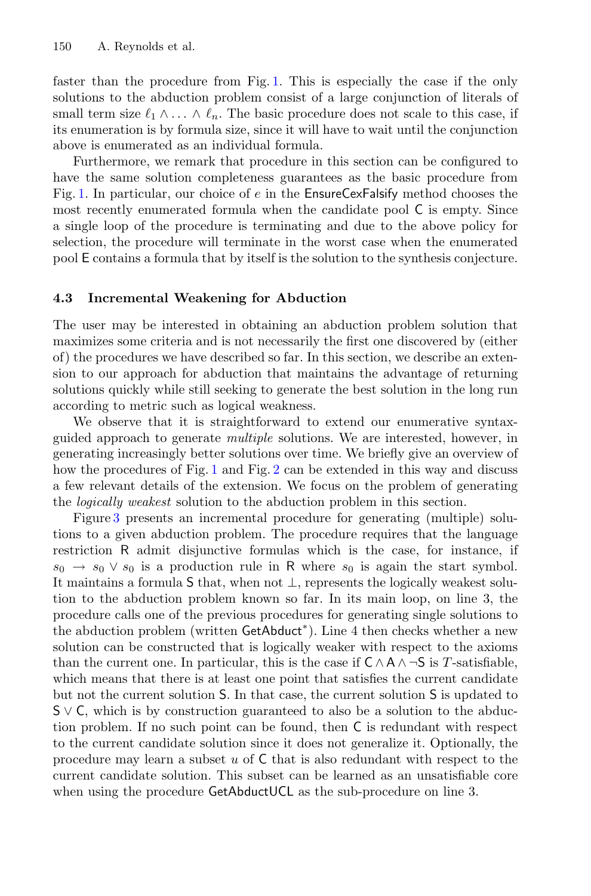faster than the procedure from Fig. 1. This is especially the case if the only solutions to the abduction problem consist of a large conjunction of literals of small term size $\ell_1 \wedge \ldots \wedge \ell_n$. The basic procedure does not scale to this case, if its enumeration is by formula size, since it will have to wait until the conjunction above is enumerated as an individual formula.

Furthermore, we remark that procedure in this section can be configured to have the same solution completeness guarantees as the basic procedure from Fig. 1. In particular, our choice of $e$ in the EnsureCexFalsify method chooses the most recently enumerated formula when the candidate pool C is empty. Since a single loop of the procedure is terminating and due to the above policy for selection, the procedure will terminate in the worst case when the enumerated pool E contains a formula that by itself is the solution to the synthesis conjecture.

### 4.3 Incremental Weakening for Abduction

The user may be interested in obtaining an abduction problem solution that maximizes some criteria and is not necessarily the first one discovered by (either of) the procedures we have described so far. In this section, we describe an extension to our approach for abduction that maintains the advantage of returning solutions quickly while still seeking to generate the best solution in the long run according to metric such as logical weakness.

We observe that it is straightforward to extend our enumerative syntax-guided approach to generate *multiple* solutions. We are interested, however, in generating increasingly better solutions over time. We briefly give an overview of how the procedures of Fig. 1 and Fig. 2 can be extended in this way and discuss a few relevant details of the extension. We focus on the problem of generating the *logically weakest* solution to the abduction problem in this section.

Figure 3 presents an incremental procedure for generating (multiple) solutions to a given abduction problem. The procedure requires that the language restriction R admit disjunctive formulas which is the case, for instance, if $s_0 \rightarrow s_0 \vee s_0$ is a production rule in R where $s_0$ is again the start symbol. It maintains a formula S that, when not $\perp$, represents the logically weakest solution to the abduction problem known so far. In its main loop, on line 3, the procedure calls one of the previous procedures for generating single solutions to the abduction problem (written GetAbduct$^*$). Line 4 then checks whether a new solution can be constructed that is logically weaker with respect to the axioms than the current one. In particular, this is the case if $\mathsf{C} \wedge \mathsf{A} \wedge \neg \mathsf{S}$ is $T$-satisfiable, which means that there is at least one point that satisfies the current candidate but not the current solution S. In that case, the current solution S is updated to $\mathsf{S} \vee \mathsf{C}$, which is by construction guaranteed to also be a solution to the abduction problem. If no such point can be found, then C is redundant with respect to the current candidate solution since it does not generalize it. Optionally, the procedure may learn a subset $u$ of C that is also redundant with respect to the current candidate solution. This subset can be learned as an unsatisfiable core when using the procedure GetAbductUCL as the sub-procedure on line 3.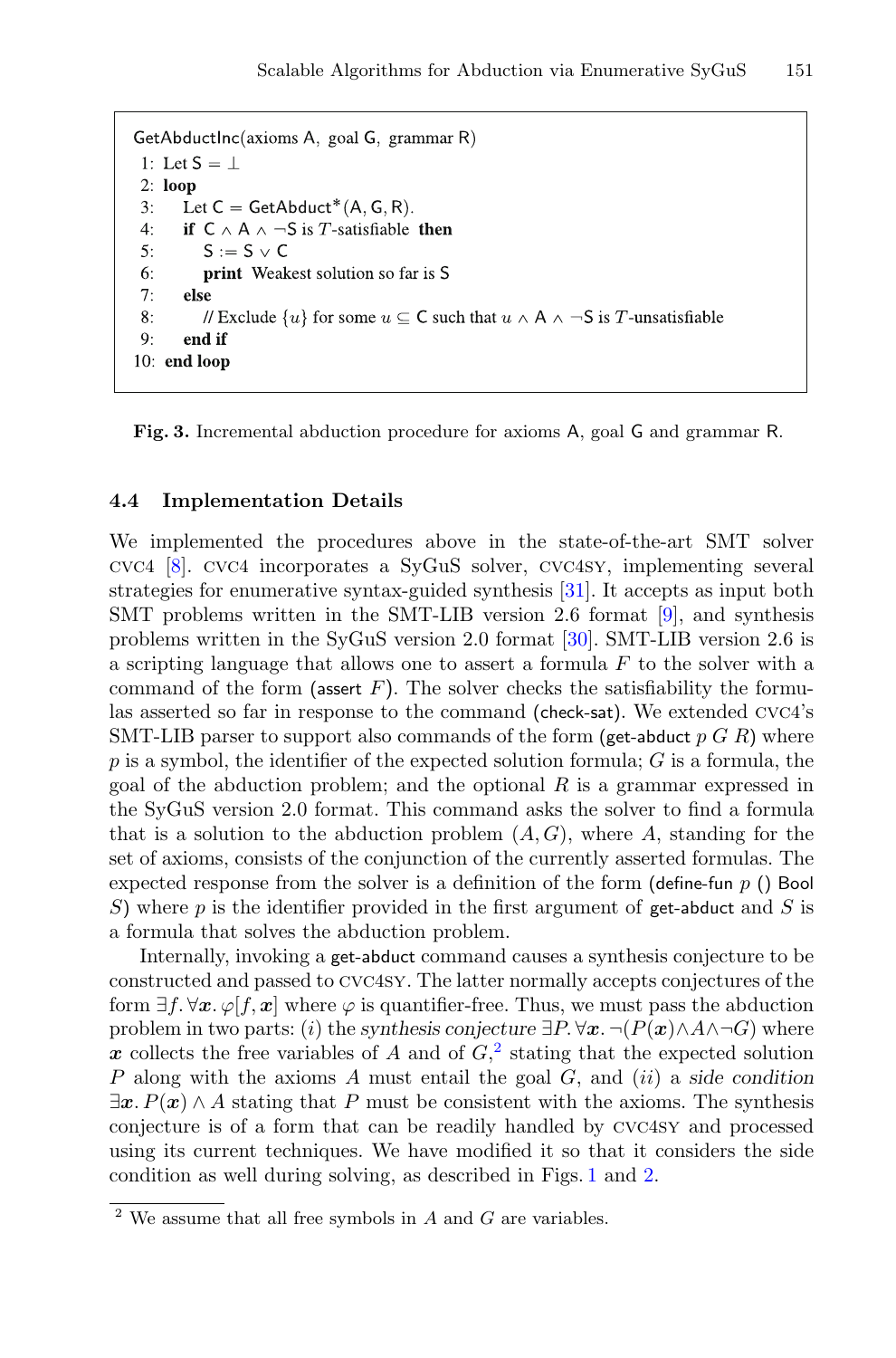```
GetAbductInc(axioms A, goal G, grammar R)
 1: Let S = ⊥
 2: loop
 3:     Let C = GetAbduct*(A, G, R).
 4:     if C ∧ A ∧ ¬S is T-satisfiable then
 5:         S := S ∨ C
 6:         print Weakest solution so far is S
 7:     else
 8:         // Exclude {u} for some u ⊆ C such that u ∧ A ∧ ¬S is T-unsatisfiable
 9:     end if
10: end loop
```

**Fig. 3.** Incremental abduction procedure for axioms A, goal G and grammar R.

### 4.4 Implementation Details

We implemented the procedures above in the state-of-the-art SMT solver CVC4 [8]. CVC4 incorporates a SyGuS solver, CVC4SY, implementing several strategies for enumerative syntax-guided synthesis [31]. It accepts as input both SMT problems written in the SMT-LIB version 2.6 format [9], and synthesis problems written in the SyGuS version 2.0 format [30]. SMT-LIB version 2.6 is a scripting language that allows one to assert a formula $F$ to the solver with a command of the form (assert $F$). The solver checks the satisfiability the formulas asserted so far in response to the command (check-sat). We extended CVC4's SMT-LIB parser to support also commands of the form (get-abduct $p$ $G$ $R$) where $p$ is a symbol, the identifier of the expected solution formula; $G$ is a formula, the goal of the abduction problem; and the optional $R$ is a grammar expressed in the SyGuS version 2.0 format. This command asks the solver to find a formula that is a solution to the abduction problem $(A, G)$, where $A$, standing for the set of axioms, consists of the conjunction of the currently asserted formulas. The expected response from the solver is a definition of the form (define-fun $p$ () Bool $S$) where $p$ is the identifier provided in the first argument of get-abduct and $S$ is a formula that solves the abduction problem.

Internally, invoking a get-abduct command causes a synthesis conjecture to be constructed and passed to CVC4SY. The latter normally accepts conjectures of the form $\exists f. \forall \boldsymbol{x}. \varphi[f, \boldsymbol{x}]$ where $\varphi$ is quantifier-free. Thus, we must pass the abduction problem in two parts: $(i)$ the *synthesis conjecture* $\exists P. \forall \boldsymbol{x}. \neg(P(\boldsymbol{x}) \wedge A \wedge \neg G)$ where $\boldsymbol{x}$ collects the free variables of $A$ and of $G$,[2] stating that the expected solution $P$ along with the axioms $A$ must entail the goal $G$, and $(ii)$ a *side condition* $\exists \boldsymbol{x}. P(\boldsymbol{x}) \wedge A$ stating that $P$ must be consistent with the axioms. The synthesis conjecture is of a form that can be readily handled by CVC4SY and processed using its current techniques. We have modified it so that it considers the side condition as well during solving, as described in Figs. 1 and 2.

[2] We assume that all free symbols in $A$ and $G$ are variables.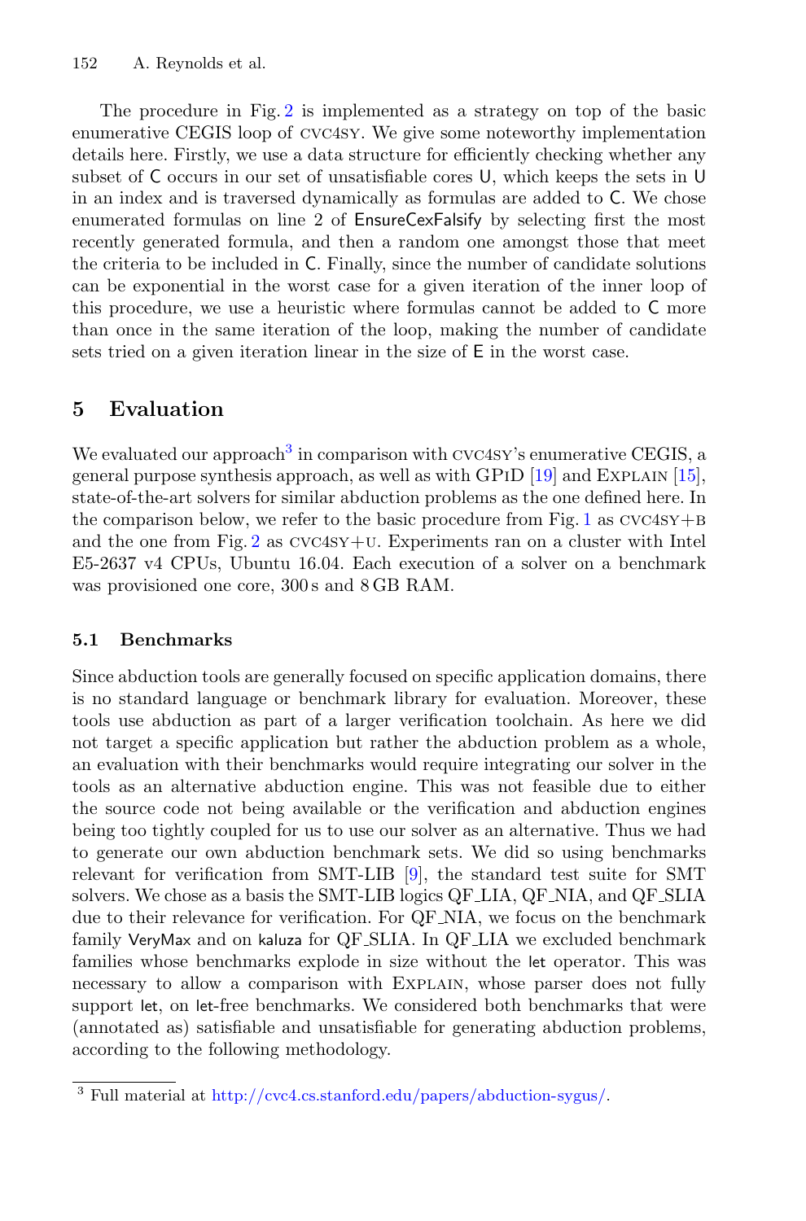The procedure in Fig. 2 is implemented as a strategy on top of the basic enumerative CEGIS loop of cvc4sy. We give some noteworthy implementation details here. Firstly, we use a data structure for efficiently checking whether any subset of C occurs in our set of unsatisfiable cores U, which keeps the sets in U in an index and is traversed dynamically as formulas are added to C. We chose enumerated formulas on line 2 of EnsureCexFalsify by selecting first the most recently generated formula, and then a random one amongst those that meet the criteria to be included in C. Finally, since the number of candidate solutions can be exponential in the worst case for a given iteration of the inner loop of this procedure, we use a heuristic where formulas cannot be added to C more than once in the same iteration of the loop, making the number of candidate sets tried on a given iteration linear in the size of E in the worst case.

## 5 Evaluation

We evaluated our approach[3] in comparison with cvc4sy's enumerative CEGIS, a general purpose synthesis approach, as well as with GPiD [19] and Explain [15], state-of-the-art solvers for similar abduction problems as the one defined here. In the comparison below, we refer to the basic procedure from Fig. 1 as cvc4sy+b and the one from Fig. 2 as cvc4sy+u. Experiments ran on a cluster with Intel E5-2637 v4 CPUs, Ubuntu 16.04. Each execution of a solver on a benchmark was provisioned one core, 300 s and 8 GB RAM.

### 5.1 Benchmarks

Since abduction tools are generally focused on specific application domains, there is no standard language or benchmark library for evaluation. Moreover, these tools use abduction as part of a larger verification toolchain. As here we did not target a specific application but rather the abduction problem as a whole, an evaluation with their benchmarks would require integrating our solver in the tools as an alternative abduction engine. This was not feasible due to either the source code not being available or the verification and abduction engines being too tightly coupled for us to use our solver as an alternative. Thus we had to generate our own abduction benchmark sets. We did so using benchmarks relevant for verification from SMT-LIB [9], the standard test suite for SMT solvers. We chose as a basis the SMT-LIB logics QF_LIA, QF_NIA, and QF_SLIA due to their relevance for verification. For QF_NIA, we focus on the benchmark family VeryMax and on kaluza for QF_SLIA. In QF_LIA we excluded benchmark families whose benchmarks explode in size without the let operator. This was necessary to allow a comparison with Explain, whose parser does not fully support let, on let-free benchmarks. We considered both benchmarks that were (annotated as) satisfiable and unsatisfiable for generating abduction problems, according to the following methodology.

[3] Full material at http://cvc4.cs.stanford.edu/papers/abduction-sygus/.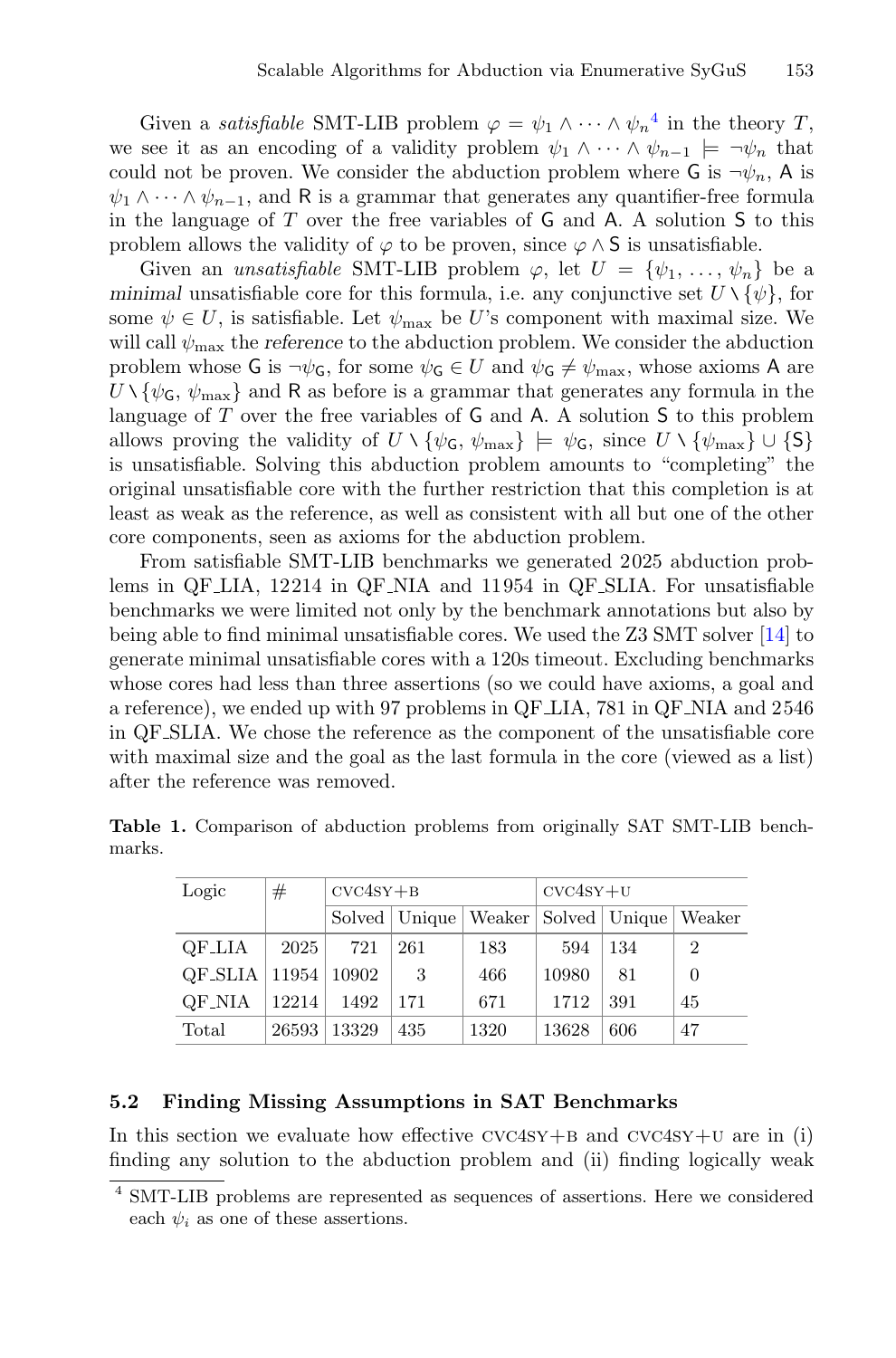Given a *satisfiable* SMT-LIB problem $\varphi = \psi_1 \wedge \cdots \wedge \psi_n$[4] in the theory $T$, we see it as an encoding of a validity problem $\psi_1 \wedge \cdots \wedge \psi_{n-1} \models \neg\psi_n$ that could not be proven. We consider the abduction problem where $\mathsf{G}$ is $\neg\psi_n$, $\mathsf{A}$ is $\psi_1 \wedge \cdots \wedge \psi_{n-1}$, and $\mathsf{R}$ is a grammar that generates any quantifier-free formula in the language of $T$ over the free variables of $\mathsf{G}$ and $\mathsf{A}$. A solution $\mathsf{S}$ to this problem allows the validity of $\varphi$ to be proven, since $\varphi \wedge \mathsf{S}$ is unsatisfiable.

Given an *unsatisfiable* SMT-LIB problem $\varphi$, let $U = \{\psi_1, \ldots, \psi_n\}$ be a *minimal* unsatisfiable core for this formula, i.e. any conjunctive set $U \setminus \{\psi\}$, for some $\psi \in U$, is satisfiable. Let $\psi_{\max}$ be $U$'s component with maximal size. We will call $\psi_{\max}$ the *reference* to the abduction problem. We consider the abduction problem whose $\mathsf{G}$ is $\neg\psi_{\mathsf{G}}$, for some $\psi_{\mathsf{G}} \in U$ and $\psi_{\mathsf{G}} \neq \psi_{\max}$, whose axioms $\mathsf{A}$ are $U \setminus \{\psi_{\mathsf{G}}, \psi_{\max}\}$ and $\mathsf{R}$ as before is a grammar that generates any formula in the language of $T$ over the free variables of $\mathsf{G}$ and $\mathsf{A}$. A solution $\mathsf{S}$ to this problem allows proving the validity of $U \setminus \{\psi_{\mathsf{G}}, \psi_{\max}\} \models \psi_{\mathsf{G}}$, since $U \setminus \{\psi_{\max}\} \cup \{\mathsf{S}\}$ is unsatisfiable. Solving this abduction problem amounts to "completing" the original unsatisfiable core with the further restriction that this completion is at least as weak as the reference, as well as consistent with all but one of the other core components, seen as axioms for the abduction problem.

From satisfiable SMT-LIB benchmarks we generated 2025 abduction problems in QF_LIA, 12214 in QF_NIA and 11954 in QF_SLIA. For unsatisfiable benchmarks we were limited not only by the benchmark annotations but also by being able to find minimal unsatisfiable cores. We used the Z3 SMT solver [14] to generate minimal unsatisfiable cores with a 120s timeout. Excluding benchmarks whose cores had less than three assertions (so we could have axioms, a goal and a reference), we ended up with 97 problems in QF_LIA, 781 in QF_NIA and 2546 in QF_SLIA. We chose the reference as the component of the unsatisfiable core with maximal size and the goal as the last formula in the core (viewed as a list) after the reference was removed.

**Table 1.** Comparison of abduction problems from originally SAT SMT-LIB benchmarks.

| Logic | # | CVC4SY+B | | | CVC4SY+U | | |
|---|---|---|---|---|---|---|---|
| | | Solved | Unique | Weaker | Solved | Unique | Weaker |
| QF_LIA | 2025 | 721 | 261 | 183 | 594 | 134 | 2 |
| QF_SLIA | 11954 | 10902 | 3 | 466 | 10980 | 81 | 0 |
| QF_NIA | 12214 | 1492 | 171 | 671 | 1712 | 391 | 45 |
| Total | 26593 | 13329 | 435 | 1320 | 13628 | 606 | 47 |

### 5.2 Finding Missing Assumptions in SAT Benchmarks

In this section we evaluate how effective CVC4SY+B and CVC4SY+U are in (i) finding any solution to the abduction problem and (ii) finding logically weak

[4] SMT-LIB problems are represented as sequences of assertions. Here we considered each $\psi_i$ as one of these assertions.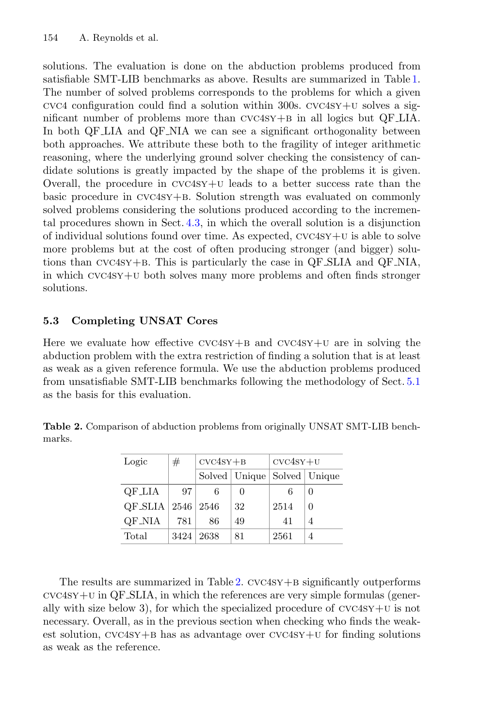solutions. The evaluation is done on the abduction problems produced from satisfiable SMT-LIB benchmarks as above. Results are summarized in Table 1. The number of solved problems corresponds to the problems for which a given CVC4 configuration could find a solution within 300s. CVC4SY+U solves a significant number of problems more than CVC4SY+B in all logics but QF_LIA. In both QF_LIA and QF_NIA we can see a significant orthogonality between both approaches. We attribute these both to the fragility of integer arithmetic reasoning, where the underlying ground solver checking the consistency of candidate solutions is greatly impacted by the shape of the problems it is given. Overall, the procedure in CVC4SY+U leads to a better success rate than the basic procedure in CVC4SY+B. Solution strength was evaluated on commonly solved problems considering the solutions produced according to the incremental procedures shown in Sect. 4.3, in which the overall solution is a disjunction of individual solutions found over time. As expected, CVC4SY+U is able to solve more problems but at the cost of often producing stronger (and bigger) solutions than CVC4SY+B. This is particularly the case in QF_SLIA and QF_NIA, in which CVC4SY+U both solves many more problems and often finds stronger solutions.

### 5.3 Completing UNSAT Cores

Here we evaluate how effective CVC4SY+B and CVC4SY+U are in solving the abduction problem with the extra restriction of finding a solution that is at least as weak as a given reference formula. We use the abduction problems produced from unsatisfiable SMT-LIB benchmarks following the methodology of Sect. 5.1 as the basis for this evaluation.

**Table 2.** Comparison of abduction problems from originally UNSAT SMT-LIB benchmarks.

| Logic | # | CVC4SY+B | | CVC4SY+U | |
|---|---|---|---|---|---|
| | | Solved | Unique | Solved | Unique |
| QF_LIA | 97 | 6 | 0 | 6 | 0 |
| QF_SLIA | 2546 | 2546 | 32 | 2514 | 0 |
| QF_NIA | 781 | 86 | 49 | 41 | 4 |
| Total | 3424 | 2638 | 81 | 2561 | 4 |

The results are summarized in Table 2. CVC4SY+B significantly outperforms CVC4SY+U in QF_SLIA, in which the references are very simple formulas (generally with size below 3), for which the specialized procedure of CVC4SY+U is not necessary. Overall, as in the previous section when checking who finds the weakest solution, CVC4SY+B has as advantage over CVC4SY+U for finding solutions as weak as the reference.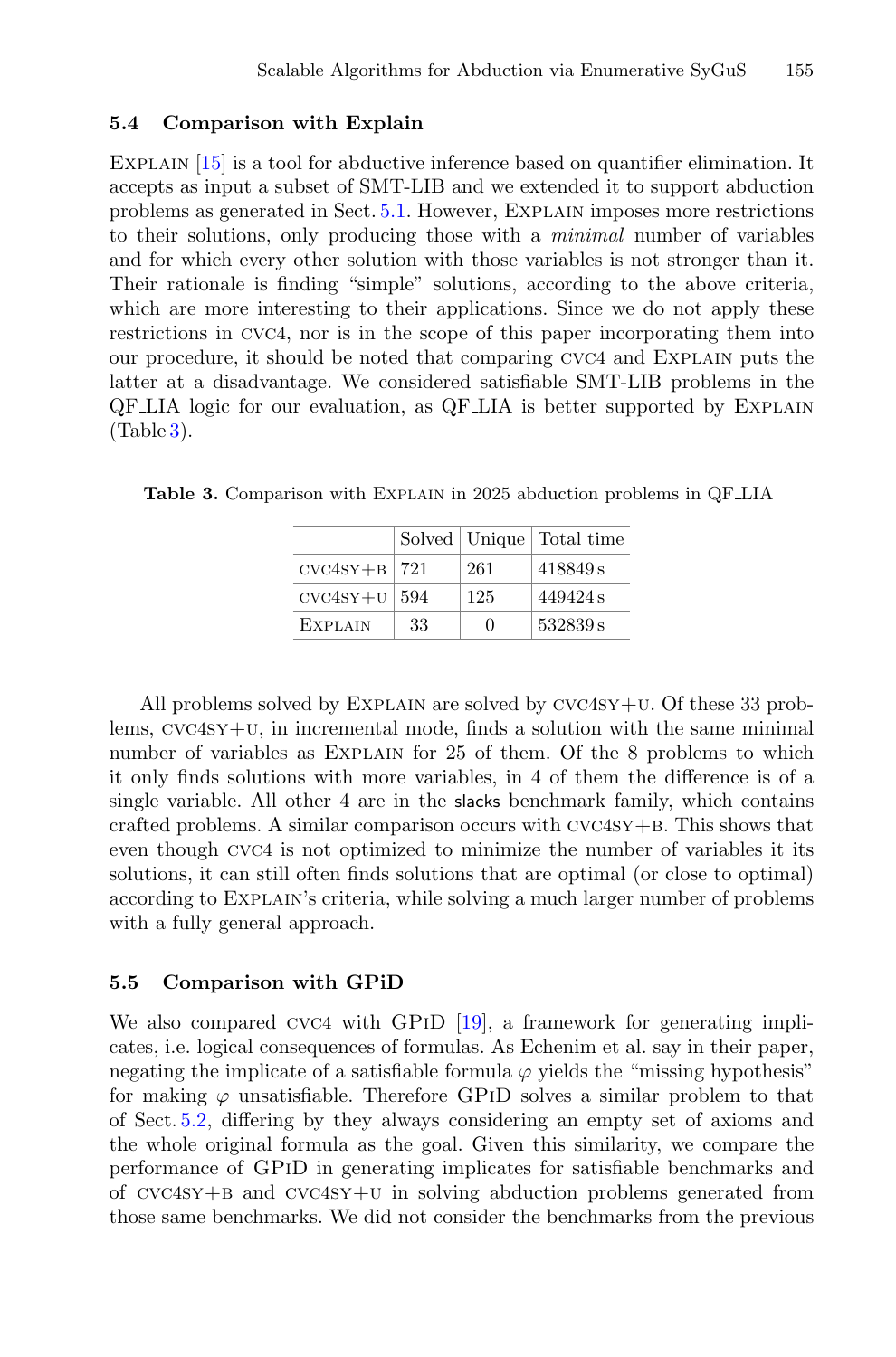### 5.4 Comparison with Explain

Explain [15] is a tool for abductive inference based on quantifier elimination. It accepts as input a subset of SMT-LIB and we extended it to support abduction problems as generated in Sect. 5.1. However, Explain imposes more restrictions to their solutions, only producing those with a *minimal* number of variables and for which every other solution with those variables is not stronger than it. Their rationale is finding "simple" solutions, according to the above criteria, which are more interesting to their applications. Since we do not apply these restrictions in cvc4, nor is in the scope of this paper incorporating them into our procedure, it should be noted that comparing cvc4 and Explain puts the latter at a disadvantage. We considered satisfiable SMT-LIB problems in the QF_LIA logic for our evaluation, as QF_LIA is better supported by Explain (Table 3).

**Table 3.** Comparison with Explain in 2025 abduction problems in QF_LIA

| | Solved | Unique | Total time |
|---|---|---|---|
| cvc4sy+b | 721 | 261 | 418849 s |
| cvc4sy+u | 594 | 125 | 449424 s |
| Explain | 33 | 0 | 532839 s |

All problems solved by Explain are solved by cvc4sy+u. Of these 33 problems, cvc4sy+u, in incremental mode, finds a solution with the same minimal number of variables as Explain for 25 of them. Of the 8 problems to which it only finds solutions with more variables, in 4 of them the difference is of a single variable. All other 4 are in the slacks benchmark family, which contains crafted problems. A similar comparison occurs with cvc4sy+b. This shows that even though cvc4 is not optimized to minimize the number of variables it its solutions, it can still often finds solutions that are optimal (or close to optimal) according to Explain's criteria, while solving a much larger number of problems with a fully general approach.

### 5.5 Comparison with GPiD

We also compared cvc4 with GPiD [19], a framework for generating implicates, i.e. logical consequences of formulas. As Echenim et al. say in their paper, negating the implicate of a satisfiable formula $\varphi$ yields the "missing hypothesis" for making $\varphi$ unsatisfiable. Therefore GPiD solves a similar problem to that of Sect. 5.2, differing by they always considering an empty set of axioms and the whole original formula as the goal. Given this similarity, we compare the performance of GPiD in generating implicates for satisfiable benchmarks and of cvc4sy+b and cvc4sy+u in solving abduction problems generated from those same benchmarks. We did not consider the benchmarks from the previous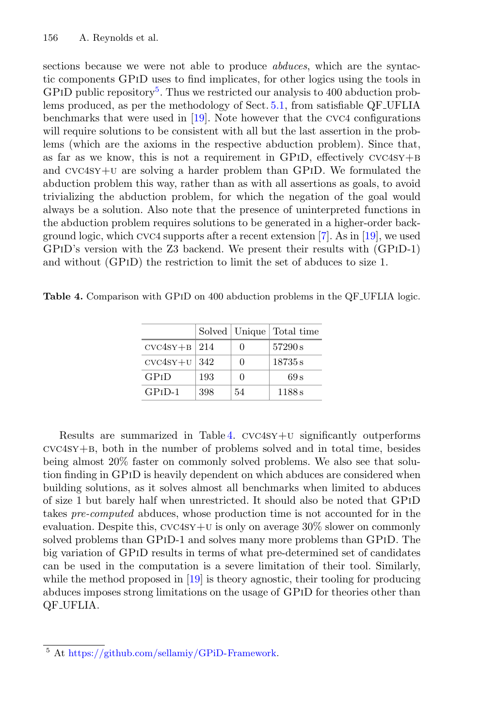sections because we were not able to produce *abduces*, which are the syntactic components GPiD uses to find implicates, for other logics using the tools in GPiD public repository[5]. Thus we restricted our analysis to 400 abduction problems produced, as per the methodology of Sect. 5.1, from satisfiable QF_UFLIA benchmarks that were used in [19]. Note however that the cvc4 configurations will require solutions to be consistent with all but the last assertion in the problems (which are the axioms in the respective abduction problem). Since that, as far as we know, this is not a requirement in GPiD, effectively cvc4sy+b and cvc4sy+u are solving a harder problem than GPiD. We formulated the abduction problem this way, rather than as with all assertions as goals, to avoid trivializing the abduction problem, for which the negation of the goal would always be a solution. Also note that the presence of uninterpreted functions in the abduction problem requires solutions to be generated in a higher-order background logic, which cvc4 supports after a recent extension [7]. As in [19], we used GPiD's version with the Z3 backend. We present their results with (GPiD-1) and without (GPiD) the restriction to limit the set of abduces to size 1.

**Table 4.** Comparison with GPiD on 400 abduction problems in the QF_UFLIA logic.

| | Solved | Unique | Total time |
|---|---|---|---|
| cvc4sy+b | 214 | 0 | 57290 s |
| cvc4sy+u | 342 | 0 | 18735 s |
| GPiD | 193 | 0 | 69 s |
| GPiD-1 | 398 | 54 | 1188 s |

Results are summarized in Table 4. cvc4sy+u significantly outperforms cvc4sy+b, both in the number of problems solved and in total time, besides being almost 20% faster on commonly solved problems. We also see that solution finding in GPiD is heavily dependent on which abduces are considered when building solutions, as it solves almost all benchmarks when limited to abduces of size 1 but barely half when unrestricted. It should also be noted that GPiD takes *pre-computed* abduces, whose production time is not accounted for in the evaluation. Despite this, cvc4sy+u is only on average 30% slower on commonly solved problems than GPiD-1 and solves many more problems than GPiD. The big variation of GPiD results in terms of what pre-determined set of candidates can be used in the computation is a severe limitation of their tool. Similarly, while the method proposed in [19] is theory agnostic, their tooling for producing abduces imposes strong limitations on the usage of GPiD for theories other than QF_UFLIA.

[5] At https://github.com/sellamiy/GPiD-Framework.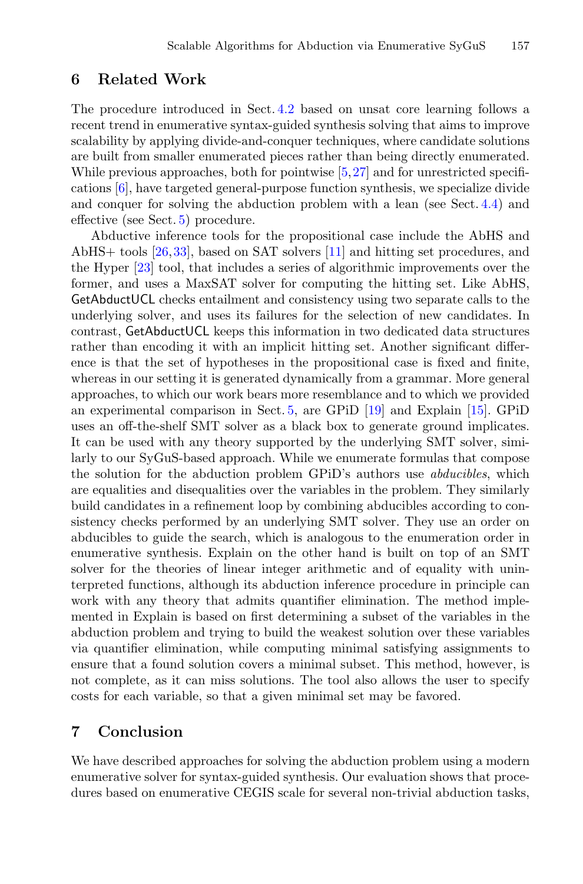## 6 Related Work

The procedure introduced in Sect. 4.2 based on unsat core learning follows a recent trend in enumerative syntax-guided synthesis solving that aims to improve scalability by applying divide-and-conquer techniques, where candidate solutions are built from smaller enumerated pieces rather than being directly enumerated. While previous approaches, both for pointwise [5,27] and for unrestricted specifications [6], have targeted general-purpose function synthesis, we specialize divide and conquer for solving the abduction problem with a lean (see Sect. 4.4) and effective (see Sect. 5) procedure.

Abductive inference tools for the propositional case include the AbHS and AbHS+ tools [26,33], based on SAT solvers [11] and hitting set procedures, and the Hyper [23] tool, that includes a series of algorithmic improvements over the former, and uses a MaxSAT solver for computing the hitting set. Like AbHS, GetAbductUCL checks entailment and consistency using two separate calls to the underlying solver, and uses its failures for the selection of new candidates. In contrast, GetAbductUCL keeps this information in two dedicated data structures rather than encoding it with an implicit hitting set. Another significant difference is that the set of hypotheses in the propositional case is fixed and finite, whereas in our setting it is generated dynamically from a grammar. More general approaches, to which our work bears more resemblance and to which we provided an experimental comparison in Sect. 5, are GPiD [19] and Explain [15]. GPiD uses an off-the-shelf SMT solver as a black box to generate ground implicates. It can be used with any theory supported by the underlying SMT solver, similarly to our SyGuS-based approach. While we enumerate formulas that compose the solution for the abduction problem GPiD's authors use *abducibles*, which are equalities and disequalities over the variables in the problem. They similarly build candidates in a refinement loop by combining abducibles according to consistency checks performed by an underlying SMT solver. They use an order on abducibles to guide the search, which is analogous to the enumeration order in enumerative synthesis. Explain on the other hand is built on top of an SMT solver for the theories of linear integer arithmetic and of equality with uninterpreted functions, although its abduction inference procedure in principle can work with any theory that admits quantifier elimination. The method implemented in Explain is based on first determining a subset of the variables in the abduction problem and trying to build the weakest solution over these variables via quantifier elimination, while computing minimal satisfying assignments to ensure that a found solution covers a minimal subset. This method, however, is not complete, as it can miss solutions. The tool also allows the user to specify costs for each variable, so that a given minimal set may be favored.

## 7 Conclusion

We have described approaches for solving the abduction problem using a modern enumerative solver for syntax-guided synthesis. Our evaluation shows that procedures based on enumerative CEGIS scale for several non-trivial abduction tasks,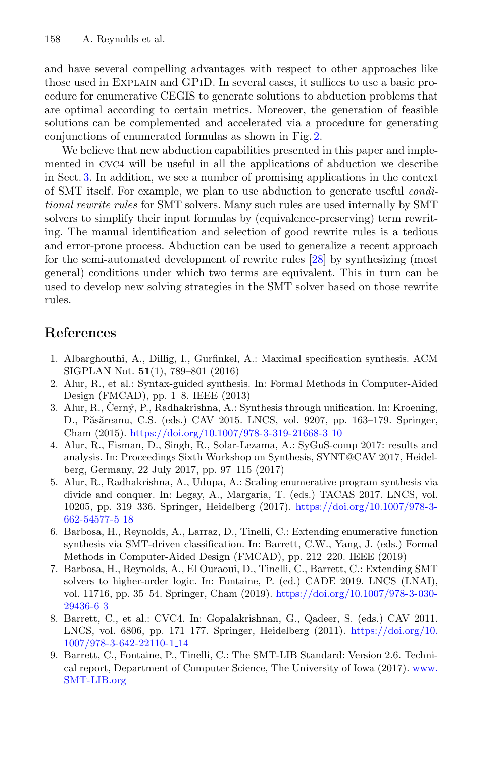and have several compelling advantages with respect to other approaches like those used in Explain and GPiD. In several cases, it suffices to use a basic procedure for enumerative CEGIS to generate solutions to abduction problems that are optimal according to certain metrics. Moreover, the generation of feasible solutions can be complemented and accelerated via a procedure for generating conjunctions of enumerated formulas as shown in Fig. 2.

We believe that new abduction capabilities presented in this paper and implemented in cvc4 will be useful in all the applications of abduction we describe in Sect. 3. In addition, we see a number of promising applications in the context of SMT itself. For example, we plan to use abduction to generate useful *conditional rewrite rules* for SMT solvers. Many such rules are used internally by SMT solvers to simplify their input formulas by (equivalence-preserving) term rewriting. The manual identification and selection of good rewrite rules is a tedious and error-prone process. Abduction can be used to generalize a recent approach for the semi-automated development of rewrite rules [28] by synthesizing (most general) conditions under which two terms are equivalent. This in turn can be used to develop new solving strategies in the SMT solver based on those rewrite rules.

## References

1. Albarghouthi, A., Dillig, I., Gurfinkel, A.: Maximal specification synthesis. ACM SIGPLAN Not. **51**(1), 789–801 (2016)
2. Alur, R., et al.: Syntax-guided synthesis. In: Formal Methods in Computer-Aided Design (FMCAD), pp. 1–8. IEEE (2013)
3. Alur, R., Černý, P., Radhakrishna, A.: Synthesis through unification. In: Kroening, D., Păsăreanu, C.S. (eds.) CAV 2015. LNCS, vol. 9207, pp. 163–179. Springer, Cham (2015). https://doi.org/10.1007/978-3-319-21668-3_10
4. Alur, R., Fisman, D., Singh, R., Solar-Lezama, A.: SyGuS-comp 2017: results and analysis. In: Proceedings Sixth Workshop on Synthesis, SYNT@CAV 2017, Heidelberg, Germany, 22 July 2017, pp. 97–115 (2017)
5. Alur, R., Radhakrishna, A., Udupa, A.: Scaling enumerative program synthesis via divide and conquer. In: Legay, A., Margaria, T. (eds.) TACAS 2017. LNCS, vol. 10205, pp. 319–336. Springer, Heidelberg (2017). https://doi.org/10.1007/978-3-662-54577-5_18
6. Barbosa, H., Reynolds, A., Larraz, D., Tinelli, C.: Extending enumerative function synthesis via SMT-driven classification. In: Barrett, C.W., Yang, J. (eds.) Formal Methods in Computer-Aided Design (FMCAD), pp. 212–220. IEEE (2019)
7. Barbosa, H., Reynolds, A., El Ouraoui, D., Tinelli, C., Barrett, C.: Extending SMT solvers to higher-order logic. In: Fontaine, P. (ed.) CADE 2019. LNCS (LNAI), vol. 11716, pp. 35–54. Springer, Cham (2019). https://doi.org/10.1007/978-3-030-29436-6_3
8. Barrett, C., et al.: CVC4. In: Gopalakrishnan, G., Qadeer, S. (eds.) CAV 2011. LNCS, vol. 6806, pp. 171–177. Springer, Heidelberg (2011). https://doi.org/10.1007/978-3-642-22110-1_14
9. Barrett, C., Fontaine, P., Tinelli, C.: The SMT-LIB Standard: Version 2.6. Technical report, Department of Computer Science, The University of Iowa (2017). www.SMT-LIB.org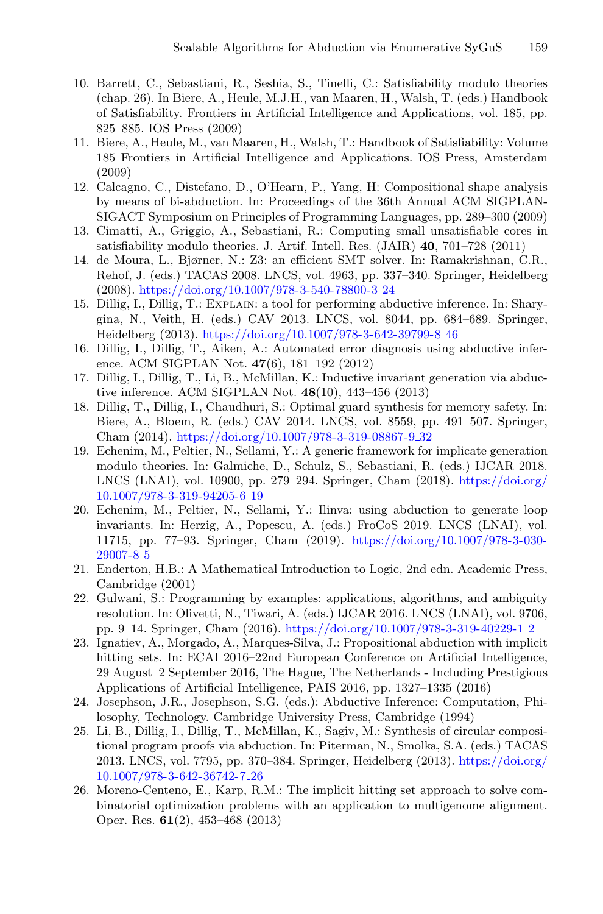10. Barrett, C., Sebastiani, R., Seshia, S., Tinelli, C.: Satisfiability modulo theories (chap. 26). In Biere, A., Heule, M.J.H., van Maaren, H., Walsh, T. (eds.) Handbook of Satisfiability. Frontiers in Artificial Intelligence and Applications, vol. 185, pp. 825–885. IOS Press (2009)
11. Biere, A., Heule, M., van Maaren, H., Walsh, T.: Handbook of Satisfiability: Volume 185 Frontiers in Artificial Intelligence and Applications. IOS Press, Amsterdam (2009)
12. Calcagno, C., Distefano, D., O'Hearn, P., Yang, H: Compositional shape analysis by means of bi-abduction. In: Proceedings of the 36th Annual ACM SIGPLAN-SIGACT Symposium on Principles of Programming Languages, pp. 289–300 (2009)
13. Cimatti, A., Griggio, A., Sebastiani, R.: Computing small unsatisfiable cores in satisfiability modulo theories. J. Artif. Intell. Res. (JAIR) **40**, 701–728 (2011)
14. de Moura, L., Bjørner, N.: Z3: an efficient SMT solver. In: Ramakrishnan, C.R., Rehof, J. (eds.) TACAS 2008. LNCS, vol. 4963, pp. 337–340. Springer, Heidelberg (2008). https://doi.org/10.1007/978-3-540-78800-3_24
15. Dillig, I., Dillig, T.: Explain: a tool for performing abductive inference. In: Sharygina, N., Veith, H. (eds.) CAV 2013. LNCS, vol. 8044, pp. 684–689. Springer, Heidelberg (2013). https://doi.org/10.1007/978-3-642-39799-8_46
16. Dillig, I., Dillig, T., Aiken, A.: Automated error diagnosis using abductive inference. ACM SIGPLAN Not. **47**(6), 181–192 (2012)
17. Dillig, I., Dillig, T., Li, B., McMillan, K.: Inductive invariant generation via abductive inference. ACM SIGPLAN Not. **48**(10), 443–456 (2013)
18. Dillig, T., Dillig, I., Chaudhuri, S.: Optimal guard synthesis for memory safety. In: Biere, A., Bloem, R. (eds.) CAV 2014. LNCS, vol. 8559, pp. 491–507. Springer, Cham (2014). https://doi.org/10.1007/978-3-319-08867-9_32
19. Echenim, M., Peltier, N., Sellami, Y.: A generic framework for implicate generation modulo theories. In: Galmiche, D., Schulz, S., Sebastiani, R. (eds.) IJCAR 2018. LNCS (LNAI), vol. 10900, pp. 279–294. Springer, Cham (2018). https://doi.org/10.1007/978-3-319-94205-6_19
20. Echenim, M., Peltier, N., Sellami, Y.: Ilinva: using abduction to generate loop invariants. In: Herzig, A., Popescu, A. (eds.) FroCoS 2019. LNCS (LNAI), vol. 11715, pp. 77–93. Springer, Cham (2019). https://doi.org/10.1007/978-3-030-29007-8_5
21. Enderton, H.B.: A Mathematical Introduction to Logic, 2nd edn. Academic Press, Cambridge (2001)
22. Gulwani, S.: Programming by examples: applications, algorithms, and ambiguity resolution. In: Olivetti, N., Tiwari, A. (eds.) IJCAR 2016. LNCS (LNAI), vol. 9706, pp. 9–14. Springer, Cham (2016). https://doi.org/10.1007/978-3-319-40229-1_2
23. Ignatiev, A., Morgado, A., Marques-Silva, J.: Propositional abduction with implicit hitting sets. In: ECAI 2016–22nd European Conference on Artificial Intelligence, 29 August–2 September 2016, The Hague, The Netherlands - Including Prestigious Applications of Artificial Intelligence, PAIS 2016, pp. 1327–1335 (2016)
24. Josephson, J.R., Josephson, S.G. (eds.): Abductive Inference: Computation, Philosophy, Technology. Cambridge University Press, Cambridge (1994)
25. Li, B., Dillig, I., Dillig, T., McMillan, K., Sagiv, M.: Synthesis of circular compositional program proofs via abduction. In: Piterman, N., Smolka, S.A. (eds.) TACAS 2013. LNCS, vol. 7795, pp. 370–384. Springer, Heidelberg (2013). https://doi.org/10.1007/978-3-642-36742-7_26
26. Moreno-Centeno, E., Karp, R.M.: The implicit hitting set approach to solve combinatorial optimization problems with an application to multigenome alignment. Oper. Res. **61**(2), 453–468 (2013)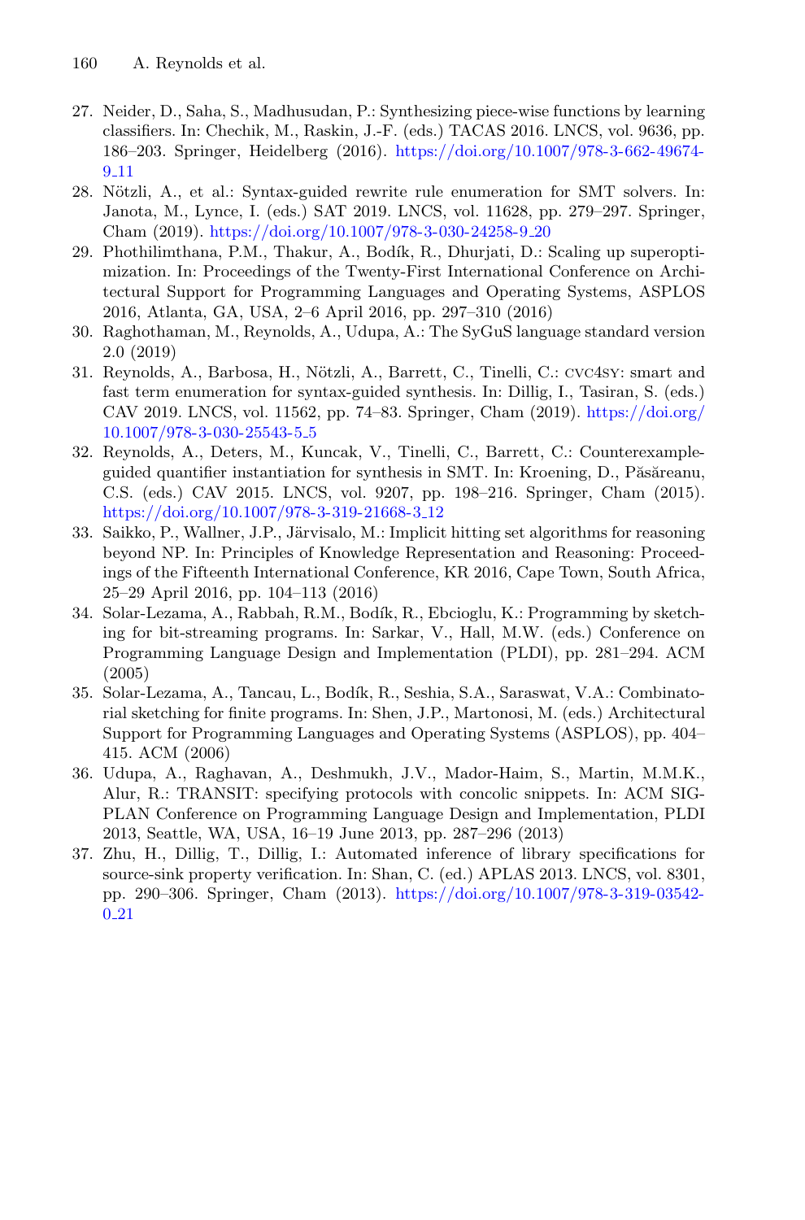27. Neider, D., Saha, S., Madhusudan, P.: Synthesizing piece-wise functions by learning classifiers. In: Chechik, M., Raskin, J.-F. (eds.) TACAS 2016. LNCS, vol. 9636, pp. 186–203. Springer, Heidelberg (2016). https://doi.org/10.1007/978-3-662-49674-9_11
28. Nötzli, A., et al.: Syntax-guided rewrite rule enumeration for SMT solvers. In: Janota, M., Lynce, I. (eds.) SAT 2019. LNCS, vol. 11628, pp. 279–297. Springer, Cham (2019). https://doi.org/10.1007/978-3-030-24258-9_20
29. Phothilimthana, P.M., Thakur, A., Bodík, R., Dhurjati, D.: Scaling up superoptimization. In: Proceedings of the Twenty-First International Conference on Architectural Support for Programming Languages and Operating Systems, ASPLOS 2016, Atlanta, GA, USA, 2–6 April 2016, pp. 297–310 (2016)
30. Raghothaman, M., Reynolds, A., Udupa, A.: The SyGuS language standard version 2.0 (2019)
31. Reynolds, A., Barbosa, H., Nötzli, A., Barrett, C., Tinelli, C.: cvc4sy: smart and fast term enumeration for syntax-guided synthesis. In: Dillig, I., Tasiran, S. (eds.) CAV 2019. LNCS, vol. 11562, pp. 74–83. Springer, Cham (2019). https://doi.org/10.1007/978-3-030-25543-5_5
32. Reynolds, A., Deters, M., Kuncak, V., Tinelli, C., Barrett, C.: Counterexample-guided quantifier instantiation for synthesis in SMT. In: Kroening, D., Păsăreanu, C.S. (eds.) CAV 2015. LNCS, vol. 9207, pp. 198–216. Springer, Cham (2015). https://doi.org/10.1007/978-3-319-21668-3_12
33. Saikko, P., Wallner, J.P., Järvisalo, M.: Implicit hitting set algorithms for reasoning beyond NP. In: Principles of Knowledge Representation and Reasoning: Proceedings of the Fifteenth International Conference, KR 2016, Cape Town, South Africa, 25–29 April 2016, pp. 104–113 (2016)
34. Solar-Lezama, A., Rabbah, R.M., Bodík, R., Ebcioglu, K.: Programming by sketching for bit-streaming programs. In: Sarkar, V., Hall, M.W. (eds.) Conference on Programming Language Design and Implementation (PLDI), pp. 281–294. ACM (2005)
35. Solar-Lezama, A., Tancau, L., Bodík, R., Seshia, S.A., Saraswat, V.A.: Combinatorial sketching for finite programs. In: Shen, J.P., Martonosi, M. (eds.) Architectural Support for Programming Languages and Operating Systems (ASPLOS), pp. 404–415. ACM (2006)
36. Udupa, A., Raghavan, A., Deshmukh, J.V., Mador-Haim, S., Martin, M.M.K., Alur, R.: TRANSIT: specifying protocols with concolic snippets. In: ACM SIGPLAN Conference on Programming Language Design and Implementation, PLDI 2013, Seattle, WA, USA, 16–19 June 2013, pp. 287–296 (2013)
37. Zhu, H., Dillig, T., Dillig, I.: Automated inference of library specifications for source-sink property verification. In: Shan, C. (ed.) APLAS 2013. LNCS, vol. 8301, pp. 290–306. Springer, Cham (2013). https://doi.org/10.1007/978-3-319-03542-0_21